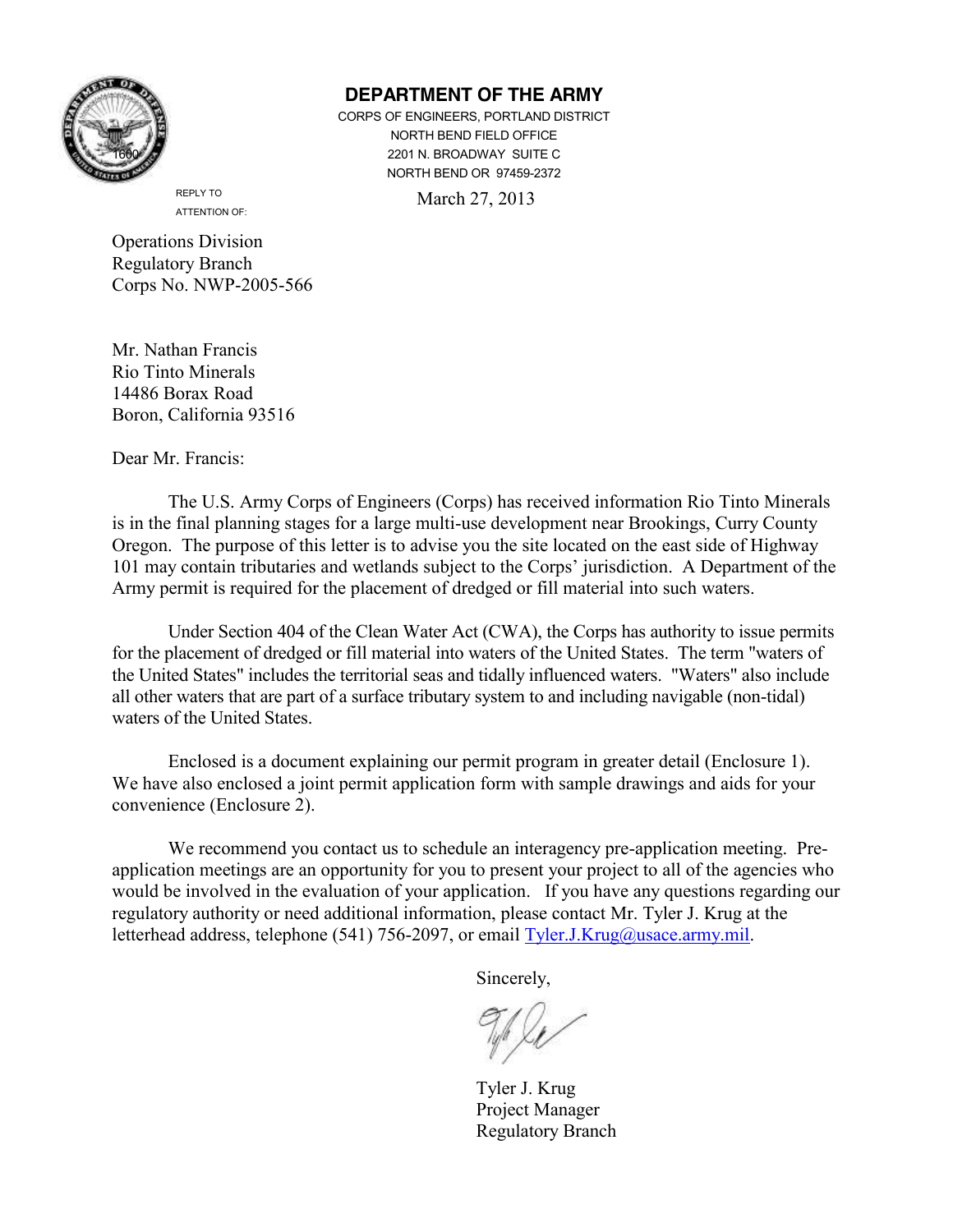**DEPARTMENT OF THE ARMY**

CORPS OF ENGINEERS, PORTLAND DISTRICT
NORTH BEND FIELD OFFICE
2201 N. BROADWAY SUITE C
NORTH BEND OR 97459-2372

REPLY TO
ATTENTION OF:

March 27, 2013

Operations Division
Regulatory Branch
Corps No. NWP-2005-566

Mr. Nathan Francis
Rio Tinto Minerals
14486 Borax Road
Boron, California 93516

Dear Mr. Francis:

The U.S. Army Corps of Engineers (Corps) has received information Rio Tinto Minerals is in the final planning stages for a large multi-use development near Brookings, Curry County Oregon. The purpose of this letter is to advise you the site located on the east side of Highway 101 may contain tributaries and wetlands subject to the Corps' jurisdiction. A Department of the Army permit is required for the placement of dredged or fill material into such waters.

Under Section 404 of the Clean Water Act (CWA), the Corps has authority to issue permits for the placement of dredged or fill material into waters of the United States. The term "waters of the United States" includes the territorial seas and tidally influenced waters. "Waters" also include all other waters that are part of a surface tributary system to and including navigable (non-tidal) waters of the United States.

Enclosed is a document explaining our permit program in greater detail (Enclosure 1). We have also enclosed a joint permit application form with sample drawings and aids for your convenience (Enclosure 2).

We recommend you contact us to schedule an interagency pre-application meeting. Pre-application meetings are an opportunity for you to present your project to all of the agencies who would be involved in the evaluation of your application. If you have any questions regarding our regulatory authority or need additional information, please contact Mr. Tyler J. Krug at the letterhead address, telephone (541) 756-2097, or email Tyler.J.Krug@usace.army.mil.

Sincerely,

Tyler J. Krug
Project Manager
Regulatory Branch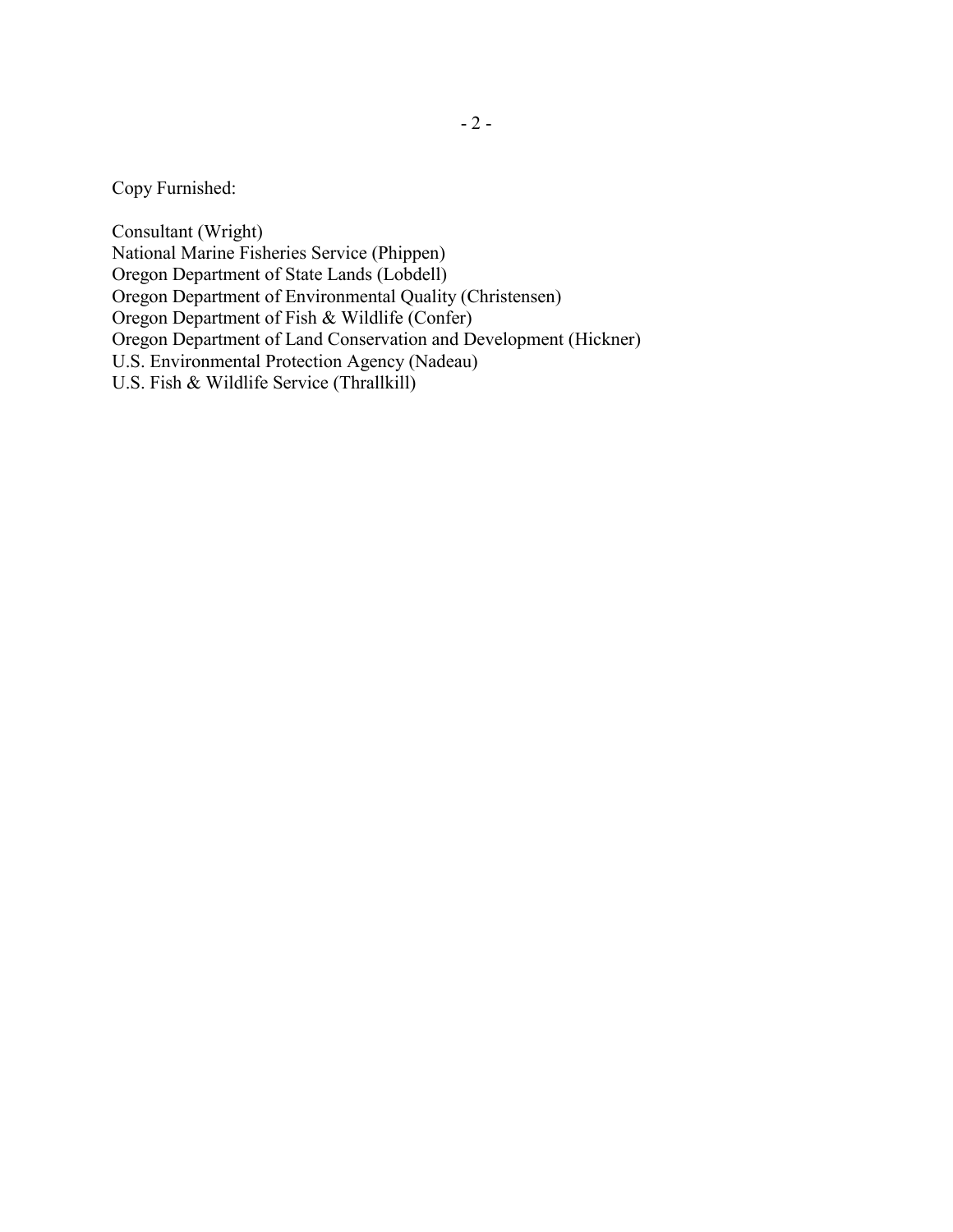Copy Furnished:

Consultant (Wright)
National Marine Fisheries Service (Phippen)
Oregon Department of State Lands (Lobdell)
Oregon Department of Environmental Quality (Christensen)
Oregon Department of Fish & Wildlife (Confer)
Oregon Department of Land Conservation and Development (Hickner)
U.S. Environmental Protection Agency (Nadeau)
U.S. Fish & Wildlife Service (Thrallkill)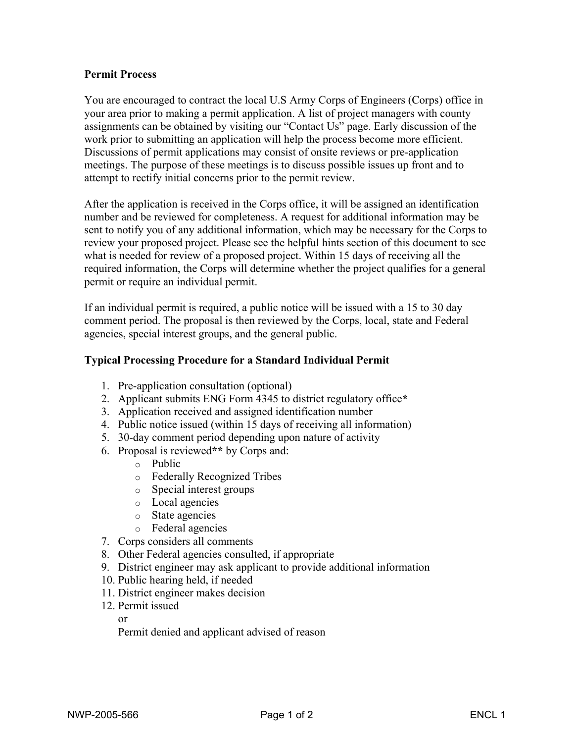## Permit Process

You are encouraged to contract the local U.S Army Corps of Engineers (Corps) office in your area prior to making a permit application. A list of project managers with county assignments can be obtained by visiting our "Contact Us" page. Early discussion of the work prior to submitting an application will help the process become more efficient. Discussions of permit applications may consist of onsite reviews or pre-application meetings. The purpose of these meetings is to discuss possible issues up front and to attempt to rectify initial concerns prior to the permit review.

After the application is received in the Corps office, it will be assigned an identification number and be reviewed for completeness. A request for additional information may be sent to notify you of any additional information, which may be necessary for the Corps to review your proposed project. Please see the helpful hints section of this document to see what is needed for review of a proposed project. Within 15 days of receiving all the required information, the Corps will determine whether the project qualifies for a general permit or require an individual permit.

If an individual permit is required, a public notice will be issued with a 15 to 30 day comment period. The proposal is then reviewed by the Corps, local, state and Federal agencies, special interest groups, and the general public.

### Typical Processing Procedure for a Standard Individual Permit

1. Pre-application consultation (optional)
2. Applicant submits ENG Form 4345 to district regulatory office**\***
3. Application received and assigned identification number
4. Public notice issued (within 15 days of receiving all information)
5. 30-day comment period depending upon nature of activity
6. Proposal is reviewed**\*\*** by Corps and:
   - Public
   - Federally Recognized Tribes
   - Special interest groups
   - Local agencies
   - State agencies
   - Federal agencies
7. Corps considers all comments
8. Other Federal agencies consulted, if appropriate
9. District engineer may ask applicant to provide additional information
10. Public hearing held, if needed
11. District engineer makes decision
12. Permit issued

    or

    Permit denied and applicant advised of reason

NWP-2005-566 ENCL 1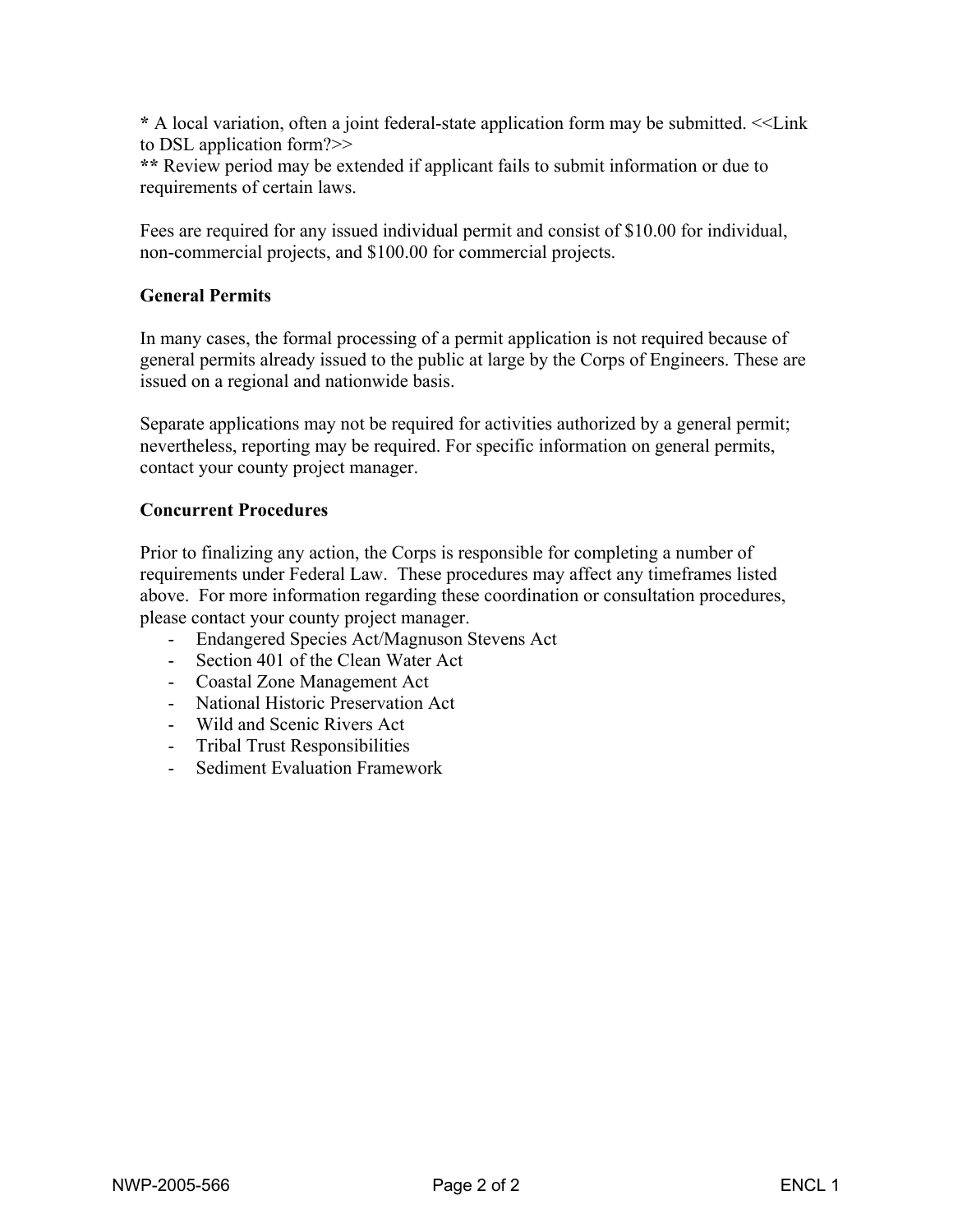**\*** A local variation, often a joint federal-state application form may be submitted. <<Link to DSL application form?>>
**\*\*** Review period may be extended if applicant fails to submit information or due to requirements of certain laws.

Fees are required for any issued individual permit and consist of $10.00 for individual, non-commercial projects, and $100.00 for commercial projects.

**General Permits**

In many cases, the formal processing of a permit application is not required because of general permits already issued to the public at large by the Corps of Engineers. These are issued on a regional and nationwide basis.

Separate applications may not be required for activities authorized by a general permit; nevertheless, reporting may be required. For specific information on general permits, contact your county project manager.

**Concurrent Procedures**

Prior to finalizing any action, the Corps is responsible for completing a number of requirements under Federal Law. These procedures may affect any timeframes listed above. For more information regarding these coordination or consultation procedures, please contact your county project manager.

- Endangered Species Act/Magnuson Stevens Act
- Section 401 of the Clean Water Act
- Coastal Zone Management Act
- National Historic Preservation Act
- Wild and Scenic Rivers Act
- Tribal Trust Responsibilities
- Sediment Evaluation Framework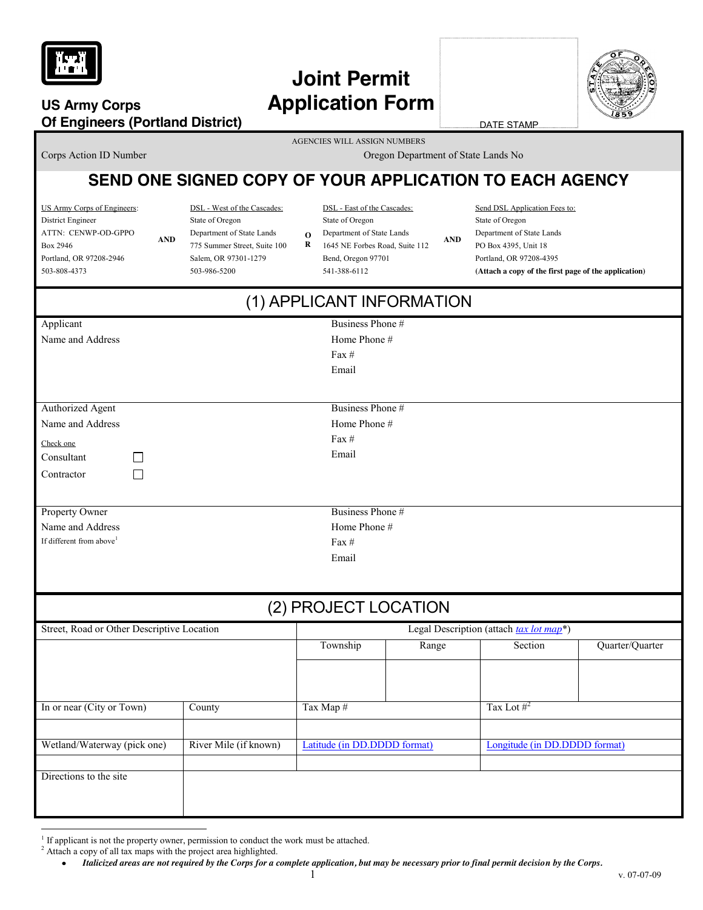US Army Corps Of Engineers (Portland District)

# Joint Permit Application Form

DATE STAMP

AGENCIES WILL ASSIGN NUMBERS

Corps Action ID Number | Oregon Department of State Lands No

## SEND ONE SIGNED COPY OF YOUR APPLICATION TO EACH AGENCY

| US Army Corps of Engineers: | | DSL - West of the Cascades: | | DSL - East of the Cascades: | | Send DSL Application Fees to: |
|---|---|---|---|---|---|---|
| District Engineer | | State of Oregon | | State of Oregon | | State of Oregon |
| ATTN: CENWP-OD-GPPO | AND | Department of State Lands | OR | Department of State Lands | AND | Department of State Lands |
| Box 2946 | | 775 Summer Street, Suite 100 | | 1645 NE Forbes Road, Suite 112 | | PO Box 4395, Unit 18 |
| Portland, OR 97208-2946 | | Salem, OR 97301-1279 | | Bend, Oregon 97701 | | Portland, OR 97208-4395 |
| 503-808-4373 | | 503-986-5200 | | 541-388-6112 | | **(Attach a copy of the first page of the application)** |

## (1) APPLICANT INFORMATION

| | |
|---|---|
| Applicant Name and Address | Business Phone # <br> Home Phone # <br> Fax # <br> Email |
| Authorized Agent Name and Address <br> Check one <br> Consultant ☐ <br> Contractor ☐ | Business Phone # <br> Home Phone # <br> Fax # <br> Email |
| Property Owner Name and Address <br> If different from above[1] | Business Phone # <br> Home Phone # <br> Fax # <br> Email |

## (2) PROJECT LOCATION

| Street, Road or Other Descriptive Location | | Legal Description (attach *tax lot map**) | | | |
|---|---|---|---|---|---|
| | | Township | Range | Section | Quarter/Quarter |
| | | | | | |
| In or near (City or Town) | County | Tax Map # | | Tax Lot #[2] | |
| | | | | | |
| Wetland/Waterway (pick one) | River Mile (if known) | *Latitude (in DD.DDDD format)* | | *Longitude (in DD.DDDD format)* | |
| | | | | | |
| Directions to the site | | | | | |

[1] If applicant is not the property owner, permission to conduct the work must be attached.

[2] Attach a copy of all tax maps with the project area highlighted.

- ***Italicized areas are not required by the Corps for a complete application, but may be necessary prior to final permit decision by the Corps.***

v. 07-07-09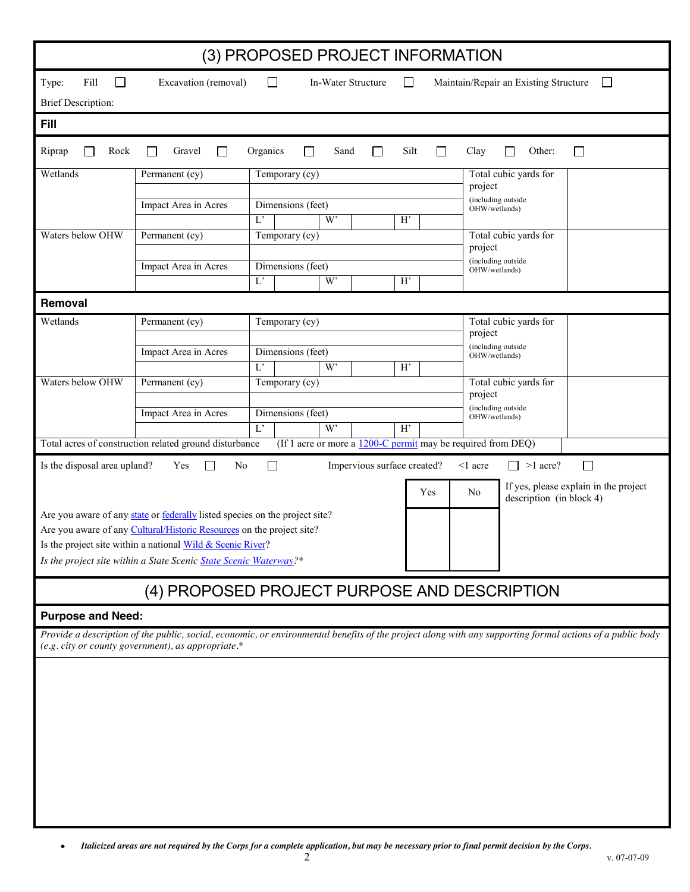## (3) PROPOSED PROJECT INFORMATION

Type: Fill ☐ Excavation (removal) ☐ In-Water Structure ☐ Maintain/Repair an Existing Structure ☐

Brief Description:

### Fill

Riprap ☐ Rock ☐ Gravel ☐ Organics ☐ Sand ☐ Silt ☐ Clay ☐ Other: ☐

| | | | | | | | Total cubic yards for project (including outside OHW/wetlands) | |
|---|---|---|---|---|---|---|---|---|
| Wetlands | Permanent (cy) | Temporary (cy) | | | | | | |
| | | | | | | | | |
| | Impact Area in Acres | Dimensions (feet) | | | | | | |
| | | L' | | W' | | H' | | |
| Waters below OHW | Permanent (cy) | Temporary (cy) | | | | | Total cubic yards for project (including outside OHW/wetlands) | |
| | | | | | | | | |
| | Impact Area in Acres | Dimensions (feet) | | | | | | |
| | | L' | | W' | | H' | | |

### Removal

| | | | | | | | Total cubic yards for project (including outside OHW/wetlands) | |
|---|---|---|---|---|---|---|---|---|
| Wetlands | Permanent (cy) | Temporary (cy) | | | | | | |
| | | | | | | | | |
| | Impact Area in Acres | Dimensions (feet) | | | | | | |
| | | L' | | W' | | H' | | |
| Waters below OHW | Permanent (cy) | Temporary (cy) | | | | | Total cubic yards for project (including outside OHW/wetlands) | |
| | | | | | | | | |
| | Impact Area in Acres | Dimensions (feet) | | | | | | |
| | | L' | | W' | | H' | | |

Total acres of construction related ground disturbance (If 1 acre or more a 1200-C permit may be required from DEQ)

Is the disposal area upland? Yes ☐ No ☐ Impervious surface created? <1 acre ☐ >1 acre? ☐

| | Yes | No | |
|---|---|---|---|
| Are you aware of any state or federally listed species on the project site? | | | If yes, please explain in the project description (in block 4) |
| Are you aware of any Cultural/Historic Resources on the project site? | | | |
| Is the project site within a national Wild & Scenic River? | | | |
| *Is the project site within a State Scenic State Scenic Waterway?** | | | |

## (4) PROPOSED PROJECT PURPOSE AND DESCRIPTION

### Purpose and Need:

*Provide a description of the public, social, economic, or environmental benefits of the project along with any supporting formal actions of a public body (e.g. city or county government), as appropriate.**

- ***Italicized areas are not required by the Corps for a complete application, but may be necessary prior to final permit decision by the Corps.***

v. 07-07-09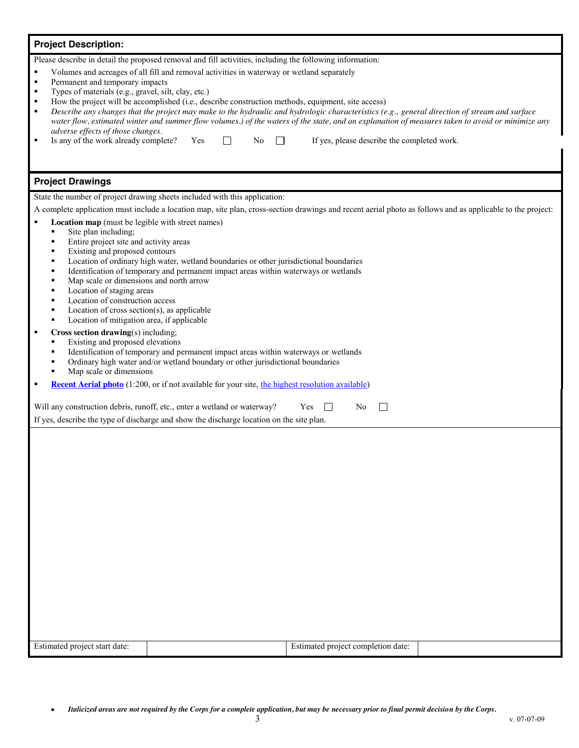## Project Description:

Please describe in detail the proposed removal and fill activities, including the following information:

- Volumes and acreages of all fill and removal activities in waterway or wetland separately
- Permanent and temporary impacts
- Types of materials (e.g., gravel, silt, clay, etc.)
- How the project will be accomplished (i.e., describe construction methods, equipment, site access)
- *Describe any changes that the project may make to the hydraulic and hydrologic characteristics (e.g., general direction of stream and surface water flow, estimated winter and summer flow volumes.) of the waters of the state, and an explanation of measures taken to avoid or minimize any adverse effects of those changes.*
- Is any of the work already complete? Yes ☐ No ☐ If yes, please describe the completed work.

## Project Drawings

State the number of project drawing sheets included with this application:

A complete application must include a location map, site plan, cross-section drawings and recent aerial photo as follows and as applicable to the project:

- **Location map** (must be legible with street names)
  - Site plan including;
  - Entire project site and activity areas
  - Existing and proposed contours
  - Location of ordinary high water, wetland boundaries or other jurisdictional boundaries
  - Identification of temporary and permanent impact areas within waterways or wetlands
  - Map scale or dimensions and north arrow
  - Location of staging areas
  - Location of construction access
  - Location of cross section(s), as applicable
  - Location of mitigation area, if applicable
- **Cross section drawing**(s) including;
  - Existing and proposed elevations
  - Identification of temporary and permanent impact areas within waterways or wetlands
  - Ordinary high water and/or wetland boundary or other jurisdictional boundaries
  - Map scale or dimensions
- **Recent Aerial photo** (1:200, or if not available for your site, the highest resolution available)

Will any construction debris, runoff, etc., enter a wetland or waterway? Yes ☐ No ☐

If yes, describe the type of discharge and show the discharge location on the site plan.

| Estimated project start date: | | Estimated project completion date: | |
|---|---|---|---|

- ***Italicized areas are not required by the Corps for a complete application, but may be necessary prior to final permit decision by the Corps.***

v. 07-07-09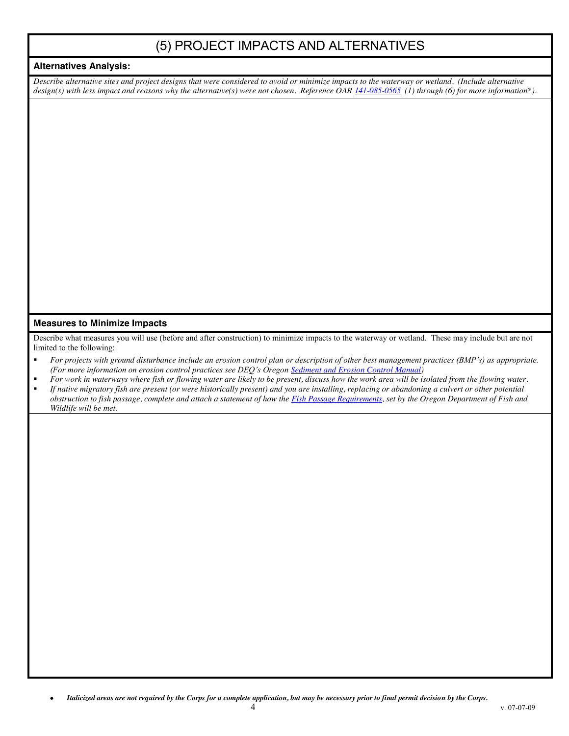# (5) PROJECT IMPACTS AND ALTERNATIVES

**Alternatives Analysis:**

*Describe alternative sites and project designs that were considered to avoid or minimize impacts to the waterway or wetland. (Include alternative design(s) with less impact and reasons why the alternative(s) were not chosen. Reference OAR [141-085-0565](141-085-0565) (1) through (6) for more information\*).*

**Measures to Minimize Impacts**

Describe what measures you will use (before and after construction) to minimize impacts to the waterway or wetland. These may include but are not limited to the following:

- *For projects with ground disturbance include an erosion control plan or description of other best management practices (BMP's) as appropriate. (For more information on erosion control practices see DEQ's Oregon Sediment and Erosion Control Manual)*
- *For work in waterways where fish or flowing water are likely to be present, discuss how the work area will be isolated from the flowing water.*
- *If native migratory fish are present (or were historically present) and you are installing, replacing or abandoning a culvert or other potential obstruction to fish passage, complete and attach a statement of how the Fish Passage Requirements, set by the Oregon Department of Fish and Wildlife will be met.*

- ***Italicized areas are not required by the Corps for a complete application, but may be necessary prior to final permit decision by the Corps.***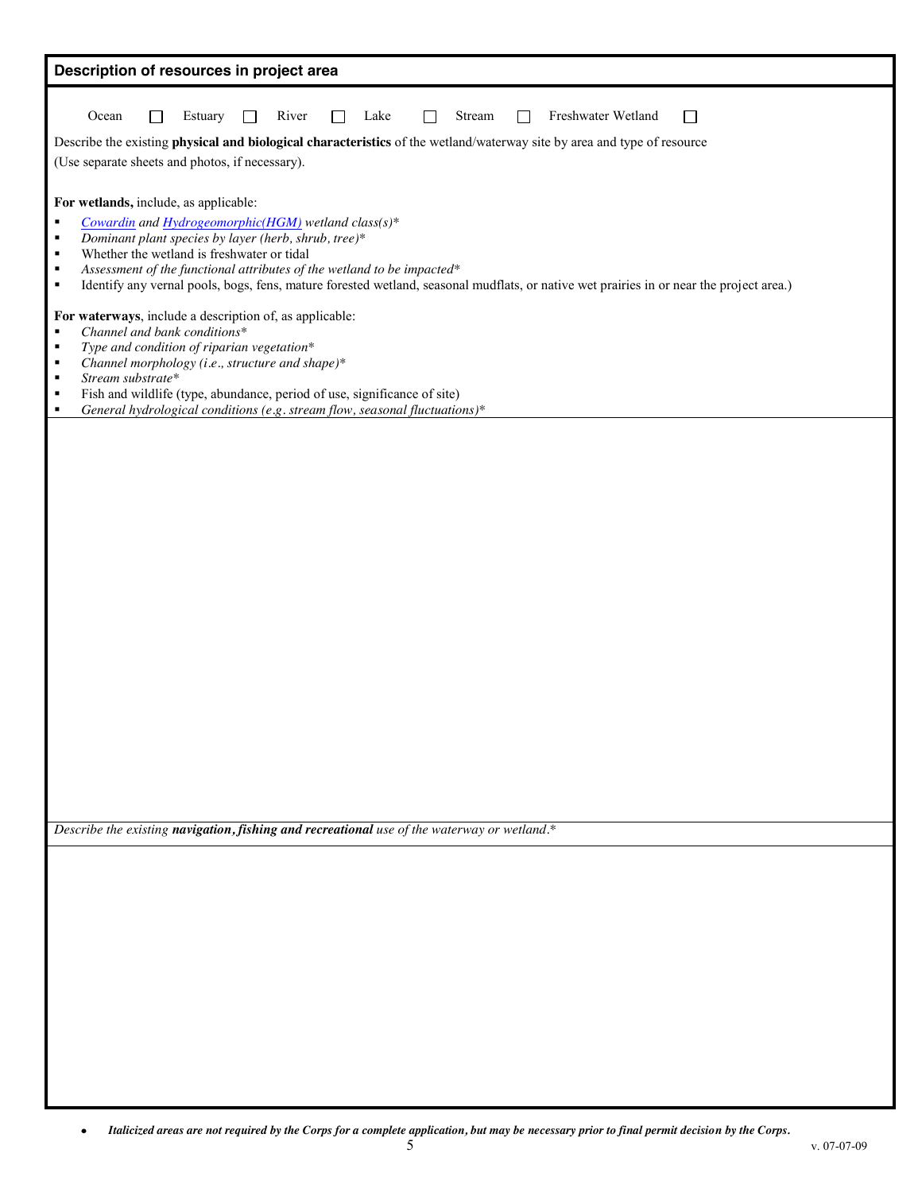## Description of resources in project area

Ocean ☐ Estuary ☐ River ☐ Lake ☐ Stream ☐ Freshwater Wetland ☐

Describe the existing **physical and biological characteristics** of the wetland/waterway site by area and type of resource (Use separate sheets and photos, if necessary).

**For wetlands,** include, as applicable:

- *Cowardin and Hydrogeomorphic(HGM) wetland class(s)**
- *Dominant plant species by layer (herb, shrub, tree)**
- Whether the wetland is freshwater or tidal
- *Assessment of the functional attributes of the wetland to be impacted**
- Identify any vernal pools, bogs, fens, mature forested wetland, seasonal mudflats, or native wet prairies in or near the project area.)

**For waterways**, include a description of, as applicable:

- *Channel and bank conditions**
- *Type and condition of riparian vegetation**
- *Channel morphology (i.e., structure and shape)**
- *Stream substrate**
- Fish and wildlife (type, abundance, period of use, significance of site)
- *General hydrological conditions (e.g. stream flow, seasonal fluctuations)**

*Describe the existing* ***navigation, fishing and recreational*** *use of the waterway or wetland.**

- ***Italicized areas are not required by the Corps for a complete application, but may be necessary prior to final permit decision by the Corps.***

v. 07-07-09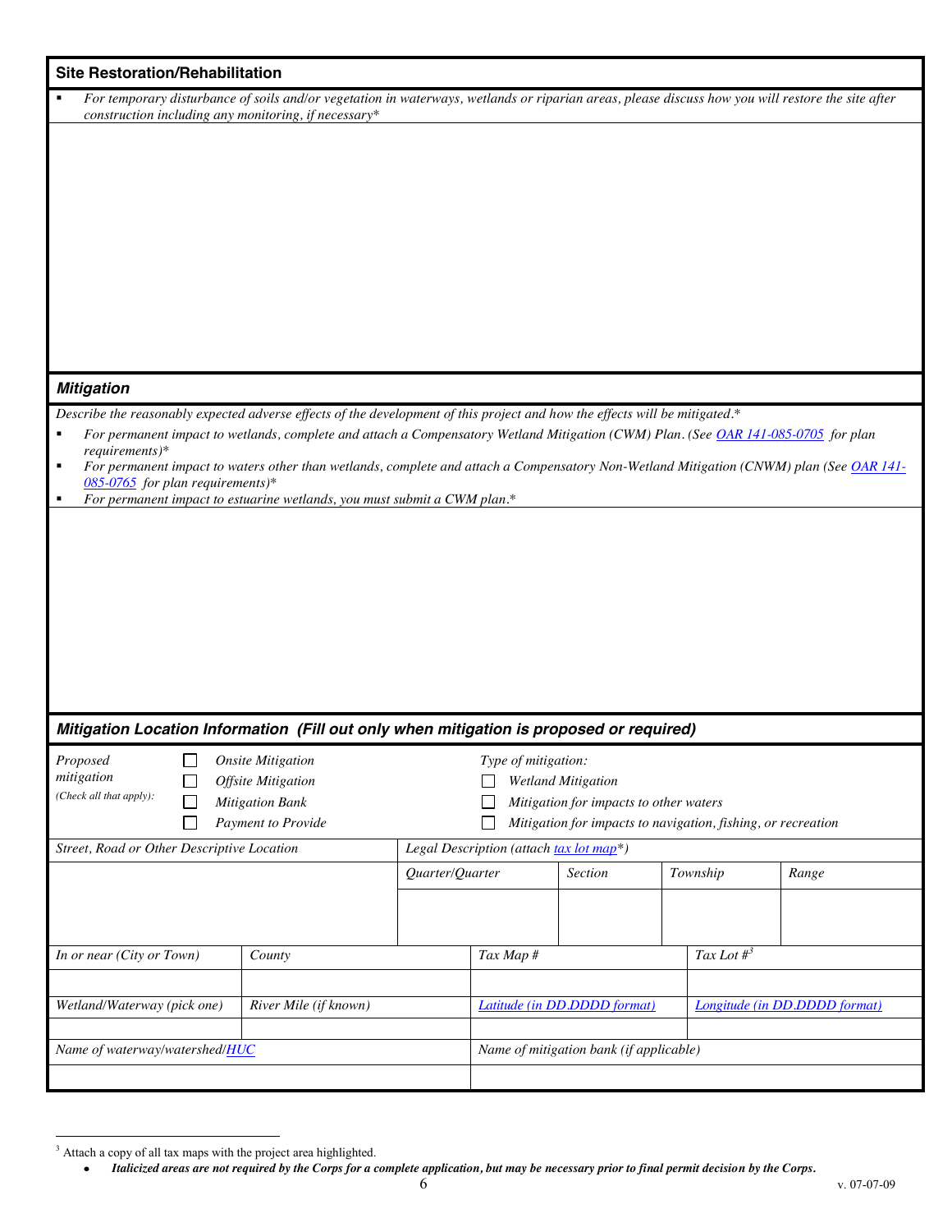## Site Restoration/Rehabilitation

- *For temporary disturbance of soils and/or vegetation in waterways, wetlands or riparian areas, please discuss how you will restore the site after construction including any monitoring, if necessary**

## *Mitigation*

*Describe the reasonably expected adverse effects of the development of this project and how the effects will be mitigated.**

- *For permanent impact to wetlands, complete and attach a Compensatory Wetland Mitigation (CWM) Plan. (See [OAR 141-085-0705]() for plan requirements)**
- *For permanent impact to waters other than wetlands, complete and attach a Compensatory Non-Wetland Mitigation (CNWM) plan (See [OAR 141-085-0765]() for plan requirements)**
- *For permanent impact to estuarine wetlands, you must submit a CWM plan.**

## *Mitigation Location Information (Fill out only when mitigation is proposed or required)*

*Proposed mitigation (Check all that apply):*

- ☐ *Onsite Mitigation*
- ☐ *Offsite Mitigation*
- ☐ *Mitigation Bank*
- ☐ *Payment to Provide*

*Type of mitigation:*

- ☐ *Wetland Mitigation*
- ☐ *Mitigation for impacts to other waters*
- ☐ *Mitigation for impacts to navigation, fishing, or recreation*

| *Street, Road or Other Descriptive Location* | *Legal Description (attach [tax lot map]()*)* | | | |
|---|---|---|---|---|
| | *Quarter/Quarter* | *Section* | *Township* | *Range* |
| | | | | |

| *In or near (City or Town)* | *County* | *Tax Map #* | *Tax Lot #*[3] |
|---|---|---|---|
| | | | |
| *Wetland/Waterway (pick one)* | *River Mile (if known)* | *[Latitude (in DD.DDDD format)]()* | *[Longitude (in DD.DDDD format)]()* |
| | | | |

| *Name of waterway/watershed/[HUC]()* | *Name of mitigation bank (if applicable)* |
|---|---|
| | |

[3] Attach a copy of all tax maps with the project area highlighted.

- ***Italicized areas are not required by the Corps for a complete application, but may be necessary prior to final permit decision by the Corps.***

v. 07-07-09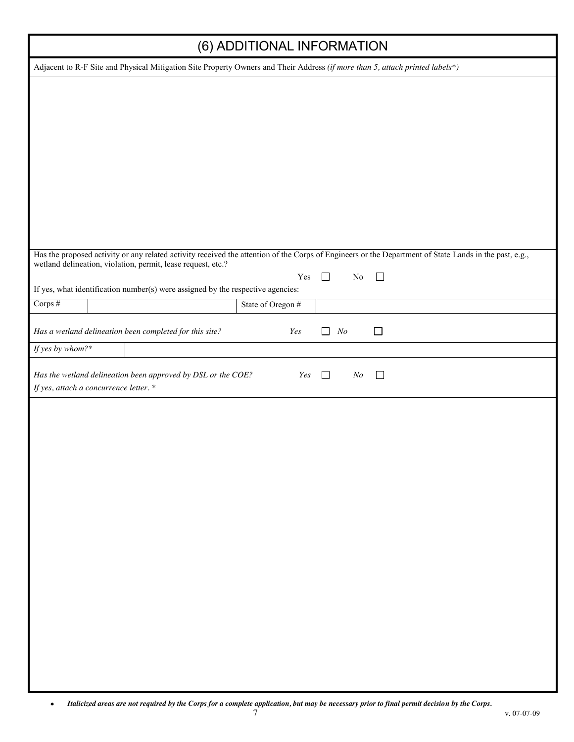# (6) ADDITIONAL INFORMATION

Adjacent to R-F Site and Physical Mitigation Site Property Owners and Their Address *(if more than 5, attach printed labels*)*

Has the proposed activity or any related activity received the attention of the Corps of Engineers or the Department of State Lands in the past, e.g., wetland delineation, violation, permit, lease request, etc.?

Yes ☐ No ☐

If yes, what identification number(s) were assigned by the respective agencies:

| Corps # | | State of Oregon # | |
|---|---|---|---|

*Has a wetland delineation been completed for this site?* *Yes* ☐ *No* ☐

| *If yes by whom?** | |
|---|---|

*Has the wetland delineation been approved by DSL or the COE?* *Yes* ☐ *No* ☐

*If yes, attach a concurrence letter.* *

- ***Italicized areas are not required by the Corps for a complete application, but may be necessary prior to final permit decision by the Corps.***

v. 07-07-09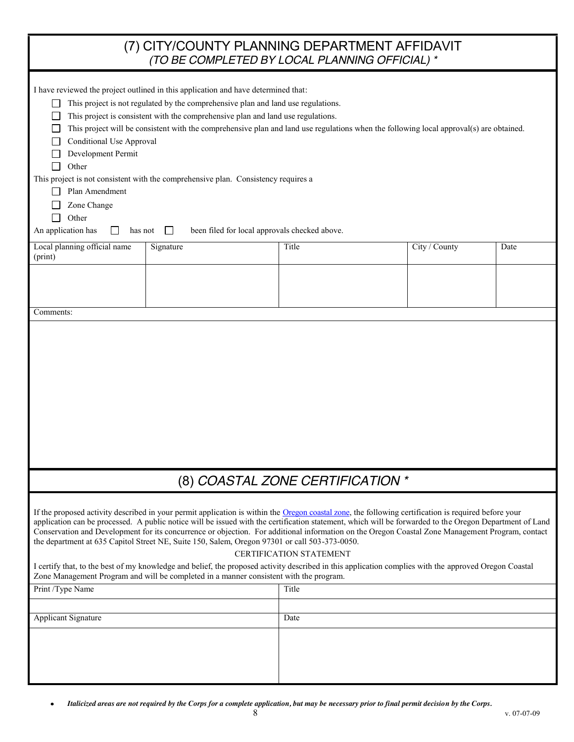## (7) CITY/COUNTY PLANNING DEPARTMENT AFFIDAVIT
### *(TO BE COMPLETED BY LOCAL PLANNING OFFICIAL) **

I have reviewed the project outlined in this application and have determined that:

- ☐ This project is not regulated by the comprehensive plan and land use regulations.
- ☐ This project is consistent with the comprehensive plan and land use regulations.
- ☐ This project will be consistent with the comprehensive plan and land use regulations when the following local approval(s) are obtained.
- ☐ Conditional Use Approval
- ☐ Development Permit
- ☐ Other

This project is not consistent with the comprehensive plan. Consistency requires a

- ☐ Plan Amendment
- ☐ Zone Change
- ☐ Other

An application has ☐ has not ☐ been filed for local approvals checked above.

| Local planning official name (print) | Signature | Title | City / County | Date |
|---|---|---|---|---|
| | | | | |

Comments:

## (8) *COASTAL ZONE CERTIFICATION **

If the proposed activity described in your permit application is within the Oregon coastal zone, the following certification is required before your application can be processed. A public notice will be issued with the certification statement, which will be forwarded to the Oregon Department of Land Conservation and Development for its concurrence or objection. For additional information on the Oregon Coastal Zone Management Program, contact the department at 635 Capitol Street NE, Suite 150, Salem, Oregon 97301 or call 503-373-0050.

CERTIFICATION STATEMENT

I certify that, to the best of my knowledge and belief, the proposed activity described in this application complies with the approved Oregon Coastal Zone Management Program and will be completed in a manner consistent with the program.

| Print /Type Name | Title |
|---|---|
| | |
| **Applicant Signature** | **Date** |
| | |

- ***Italicized areas are not required by the Corps for a complete application, but may be necessary prior to final permit decision by the Corps.***

v. 07-07-09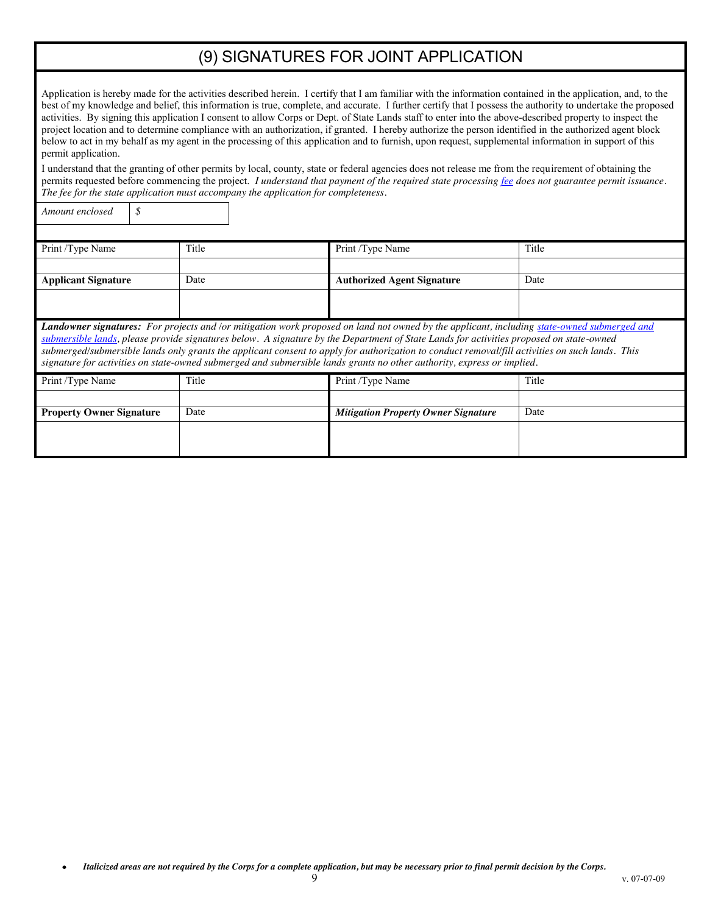# (9) SIGNATURES FOR JOINT APPLICATION

Application is hereby made for the activities described herein. I certify that I am familiar with the information contained in the application, and, to the best of my knowledge and belief, this information is true, complete, and accurate. I further certify that I possess the authority to undertake the proposed activities. By signing this application I consent to allow Corps or Dept. of State Lands staff to enter into the above-described property to inspect the project location and to determine compliance with an authorization, if granted. I hereby authorize the person identified in the authorized agent block below to act in my behalf as my agent in the processing of this application and to furnish, upon request, supplemental information in support of this permit application.

I understand that the granting of other permits by local, county, state or federal agencies does not release me from the requirement of obtaining the permits requested before commencing the project. *I understand that payment of the required state processing fee does not guarantee permit issuance. The fee for the state application must accompany the application for completeness.*

| | |
|---|---|
| *Amount enclosed* | *$* |

| Print /Type Name | Title | Print /Type Name | Title |
|---|---|---|---|
| | | | |
| **Applicant Signature** | Date | **Authorized Agent Signature** | Date |
| | | | |

***Landowner signatures:*** *For projects and /or mitigation work proposed on land not owned by the applicant, including state-owned submerged and submersible lands, please provide signatures below. A signature by the Department of State Lands for activities proposed on state-owned submerged/submersible lands only grants the applicant consent to apply for authorization to conduct removal/fill activities on such lands. This signature for activities on state-owned submerged and submersible lands grants no other authority, express or implied.*

| Print /Type Name | Title | Print /Type Name | Title |
|---|---|---|---|
| | | | |
| **Property Owner Signature** | Date | ***Mitigation Property Owner Signature*** | Date |
| | | | |

- ***Italicized areas are not required by the Corps for a complete application, but may be necessary prior to final permit decision by the Corps.***

v. 07-07-09